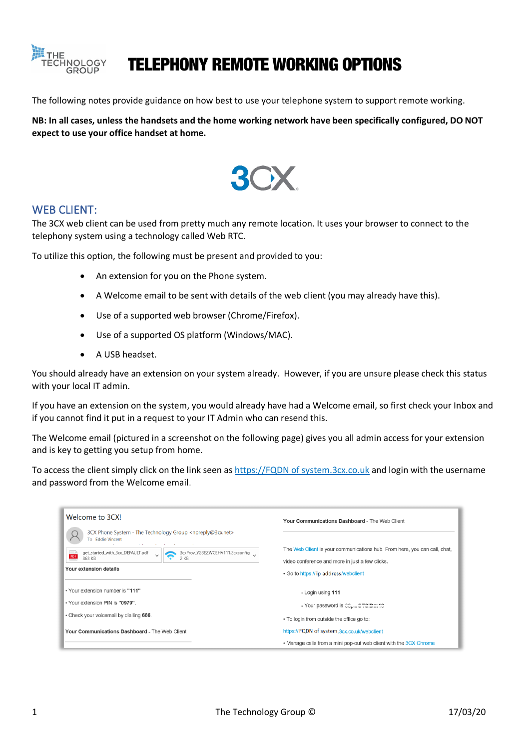# TELEPHONY REMOTE WORKING OPTIONS

The following notes provide guidance on how best to use your telephone system to support remote working.

**NB: In all cases, unless the handsets and the home working network have been specifically configured, DO NOT expect to use your office handset at home.**

## WEB CLIENT:

The 3CX web client can be used from pretty much any remote location. It uses your browser to connect to the telephony system using a technology called Web RTC.

To utilize this option, the following must be present and provided to you:

- An extension for you on the Phone system.
- A Welcome email to be sent with details of the web client (you may already have this).
- Use of a supported web browser (Chrome/Firefox).
- Use of a supported OS platform (Windows/MAC).
- A USB headset.

You should already have an extension on your system already. However, if you are unsure please check this status with your local IT admin.

If you have an extension on the system, you would already have had a Welcome email, so first check your Inbox and if you cannot find it put in a request to your IT Admin who can resend this.

The Welcome email (pictured in a screenshot on the following page) gives you all admin access for your extension and is key to getting you setup from home.

To access the client simply click on the link seen as https://FQDN of system.3cx.co.uk and login with the username and password from the Welcome email.

Welcome to 3CX!

3CX Phone System - The Technology Group <noreply@3cx.net>
To Eddie Vincent

get_started_with_3cx_DEFAULT.pdf 963 KB | 3cxProv_YG3EZWCEHV111.3cxconfig 2 KB

**Your extension details**

- Your extension number is **"111"**
- Your extension PIN is **"0979"**.
- Check your voicemail by dialling **666**.

**Your Communications Dashboard** - The Web Client

**Your Communications Dashboard** - The Web Client

The Web Client is your communications hub. From here, you can call, chat, video conference and more in just a few clicks.

- Go to https://ip address/webclient
  - Login using **111**
  - Your password is
- To login from outside the office go to:

https:// FQDN of system.3cx.co.uk/webclient

- Manage calls from a mini pop-out web client with the 3CX Chrome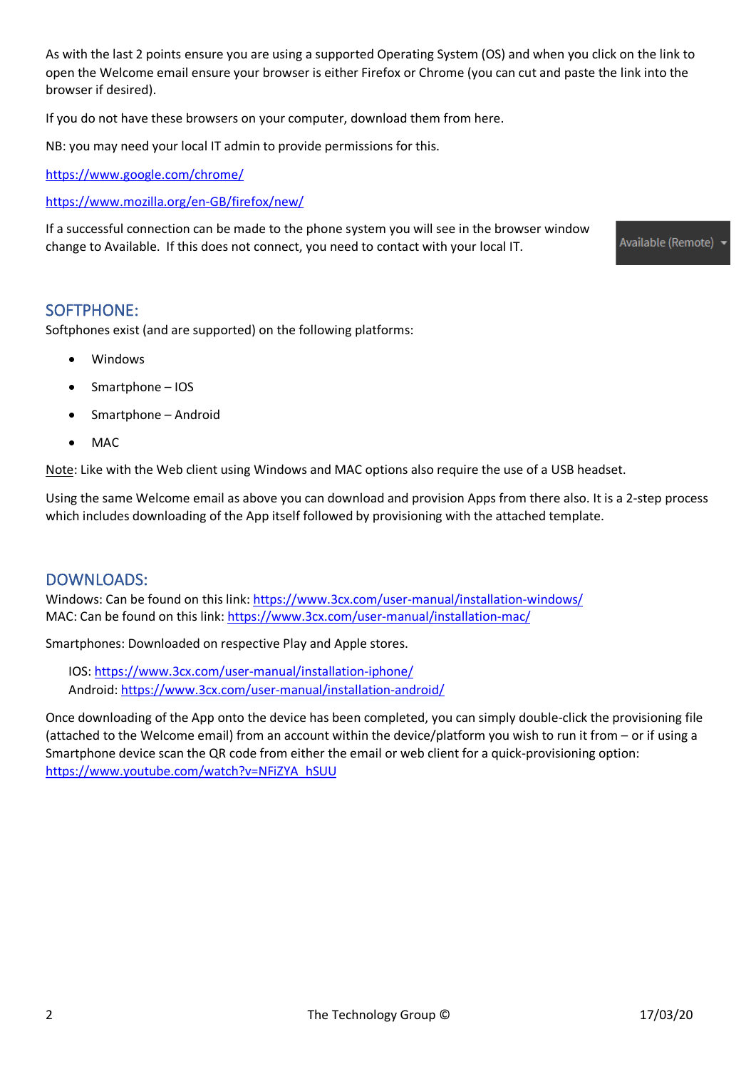As with the last 2 points ensure you are using a supported Operating System (OS) and when you click on the link to open the Welcome email ensure your browser is either Firefox or Chrome (you can cut and paste the link into the browser if desired).

If you do not have these browsers on your computer, download them from here.

NB: you may need your local IT admin to provide permissions for this.

https://www.google.com/chrome/

https://www.mozilla.org/en-GB/firefox/new/

If a successful connection can be made to the phone system you will see in the browser window change to Available. If this does not connect, you need to contact with your local IT.

Available (Remote)

## SOFTPHONE:

Softphones exist (and are supported) on the following platforms:

- Windows
- Smartphone – IOS
- Smartphone – Android
- MAC

Note: Like with the Web client using Windows and MAC options also require the use of a USB headset.

Using the same Welcome email as above you can download and provision Apps from there also. It is a 2-step process which includes downloading of the App itself followed by provisioning with the attached template.

## DOWNLOADS:

Windows: Can be found on this link: https://www.3cx.com/user-manual/installation-windows/
MAC: Can be found on this link: https://www.3cx.com/user-manual/installation-mac/

Smartphones: Downloaded on respective Play and Apple stores.

IOS: https://www.3cx.com/user-manual/installation-iphone/
Android: https://www.3cx.com/user-manual/installation-android/

Once downloading of the App onto the device has been completed, you can simply double-click the provisioning file (attached to the Welcome email) from an account within the device/platform you wish to run it from – or if using a Smartphone device scan the QR code from either the email or web client for a quick-provisioning option: https://www.youtube.com/watch?v=NFiZYA_hSUU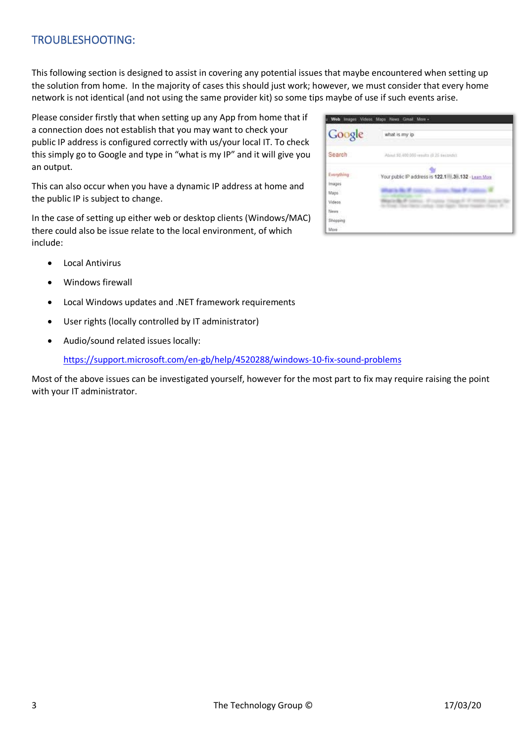## TROUBLESHOOTING:

This following section is designed to assist in covering any potential issues that maybe encountered when setting up the solution from home. In the majority of cases this should just work; however, we must consider that every home network is not identical (and not using the same provider kit) so some tips maybe of use if such events arise.

Please consider firstly that when setting up any App from home that if a connection does not establish that you may want to check your public IP address is configured correctly with us/your local IT. To check this simply go to Google and type in "what is my IP" and it will give you an output.

This can also occur when you have a dynamic IP address at home and the public IP is subject to change.

In the case of setting up either web or desktop clients (Windows/MAC) there could also be issue relate to the local environment, of which include:

- Local Antivirus
- Windows firewall
- Local Windows updates and .NET framework requirements
- User rights (locally controlled by IT administrator)
- Audio/sound related issues locally:

  https://support.microsoft.com/en-gb/help/4520288/windows-10-fix-sound-problems

Most of the above issues can be investigated yourself, however for the most part to fix may require raising the point with your IT administrator.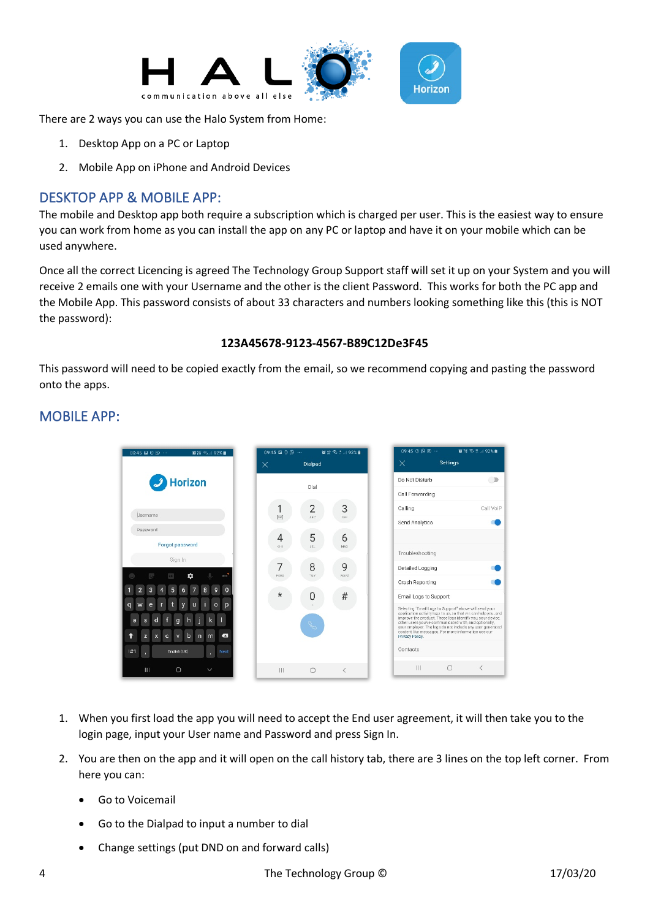There are 2 ways you can use the Halo System from Home:

1. Desktop App on a PC or Laptop
2. Mobile App on iPhone and Android Devices

## DESKTOP APP & MOBILE APP:

The mobile and Desktop app both require a subscription which is charged per user. This is the easiest way to ensure you can work from home as you can install the app on any PC or laptop and have it on your mobile which can be used anywhere.

Once all the correct Licencing is agreed The Technology Group Support staff will set it up on your System and you will receive 2 emails one with your Username and the other is the client Password. This works for both the PC app and the Mobile App. This password consists of about 33 characters and numbers looking something like this (this is NOT the password):

**123A45678-9123-4567-B89C12De3F45**

This password will need to be copied exactly from the email, so we recommend copying and pasting the password onto the apps.

## MOBILE APP:

1. When you first load the app you will need to accept the End user agreement, it will then take you to the login page, input your User name and Password and press Sign In.
2. You are then on the app and it will open on the call history tab, there are 3 lines on the top left corner. From here you can:
   - Go to Voicemail
   - Go to the Dialpad to input a number to dial
   - Change settings (put DND on and forward calls)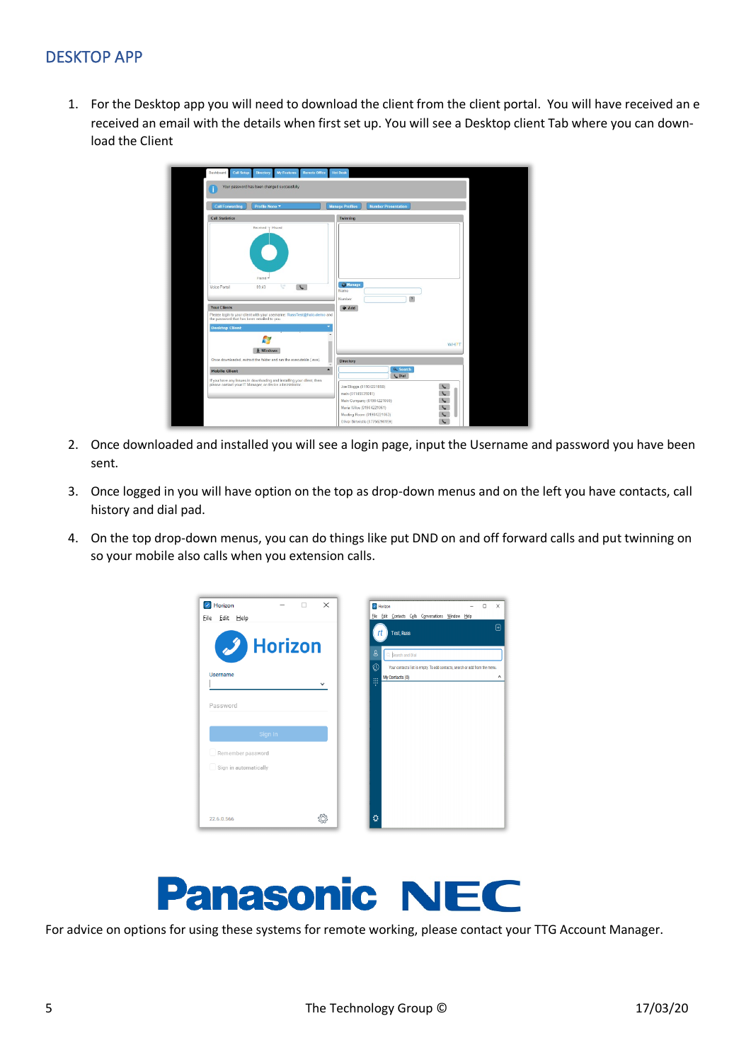## DESKTOP APP

1. For the Desktop app you will need to download the client from the client portal. You will have received an e received an email with the details when first set up. You will see a Desktop client Tab where you can download the Client

2. Once downloaded and installed you will see a login page, input the Username and password you have been sent.

3. Once logged in you will have option on the top as drop-down menus and on the left you have contacts, call history and dial pad.

4. On the top drop-down menus, you can do things like put DND on and off forward calls and put twinning on so your mobile also calls when you extension calls.

Panasonic NEC

For advice on options for using these systems for remote working, please contact your TTG Account Manager.